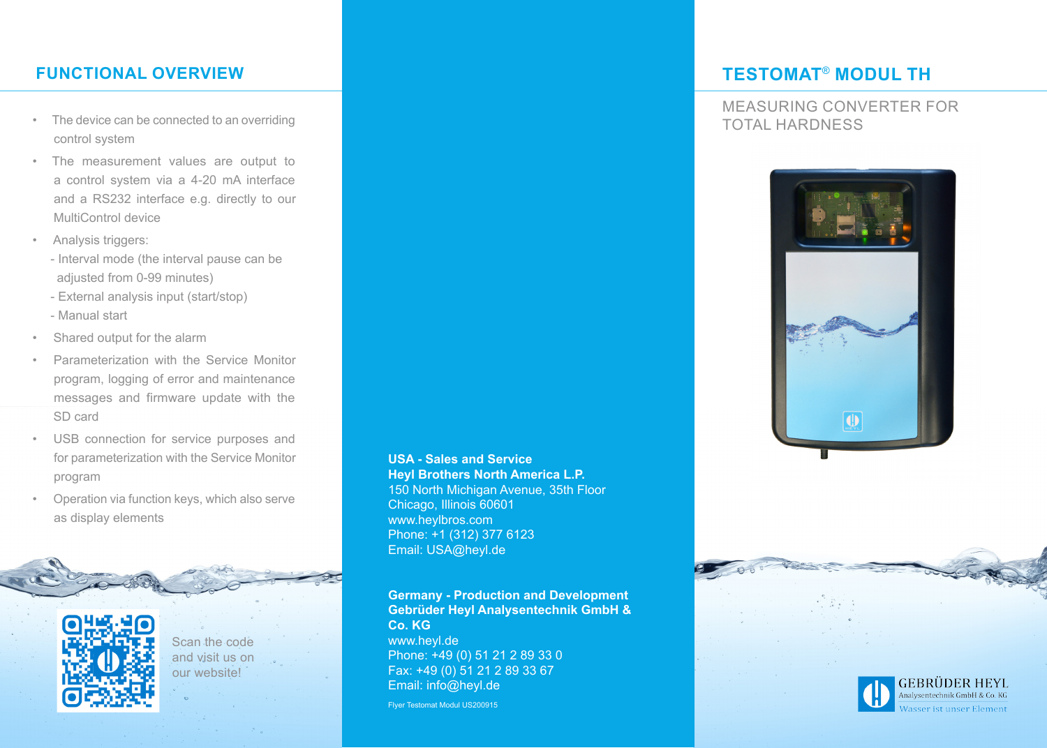# FUNCTIONAL OVERVIEW

- The device can be connected to an overriding control system
- The measurement values are output to a control system via a 4-20 mA interface and a RS232 interface e.g. directly to our MultiControl device
- Analysis triggers:
  - Interval mode (the interval pause can be adjusted from 0-99 minutes)
  - External analysis input (start/stop)
  - Manual start
- Shared output for the alarm
- Parameterization with the Service Monitor program, logging of error and maintenance messages and firmware update with the SD card
- USB connection for service purposes and for parameterization with the Service Monitor program
- Operation via function keys, which also serve as display elements

Scan the code and visit us on our website!

**USA - Sales and Service**
**Heyl Brothers North America L.P.**
150 North Michigan Avenue, 35th Floor
Chicago, Illinois 60601
www.heylbros.com
Phone: +1 (312) 377 6123
Email: USA@heyl.de

**Germany - Production and Development**
**Gebrüder Heyl Analysentechnik GmbH & Co. KG**
www.heyl.de
Phone: +49 (0) 51 21 2 89 33 0
Fax: +49 (0) 51 21 2 89 33 67
Email: info@heyl.de

Flyer Testomat Modul US200915

# TESTOMAT® MODUL TH

## MEASURING CONVERTER FOR TOTAL HARDNESS

GEBRÜDER HEYL
Analysentechnik GmbH & Co. KG
Wasser ist unser Element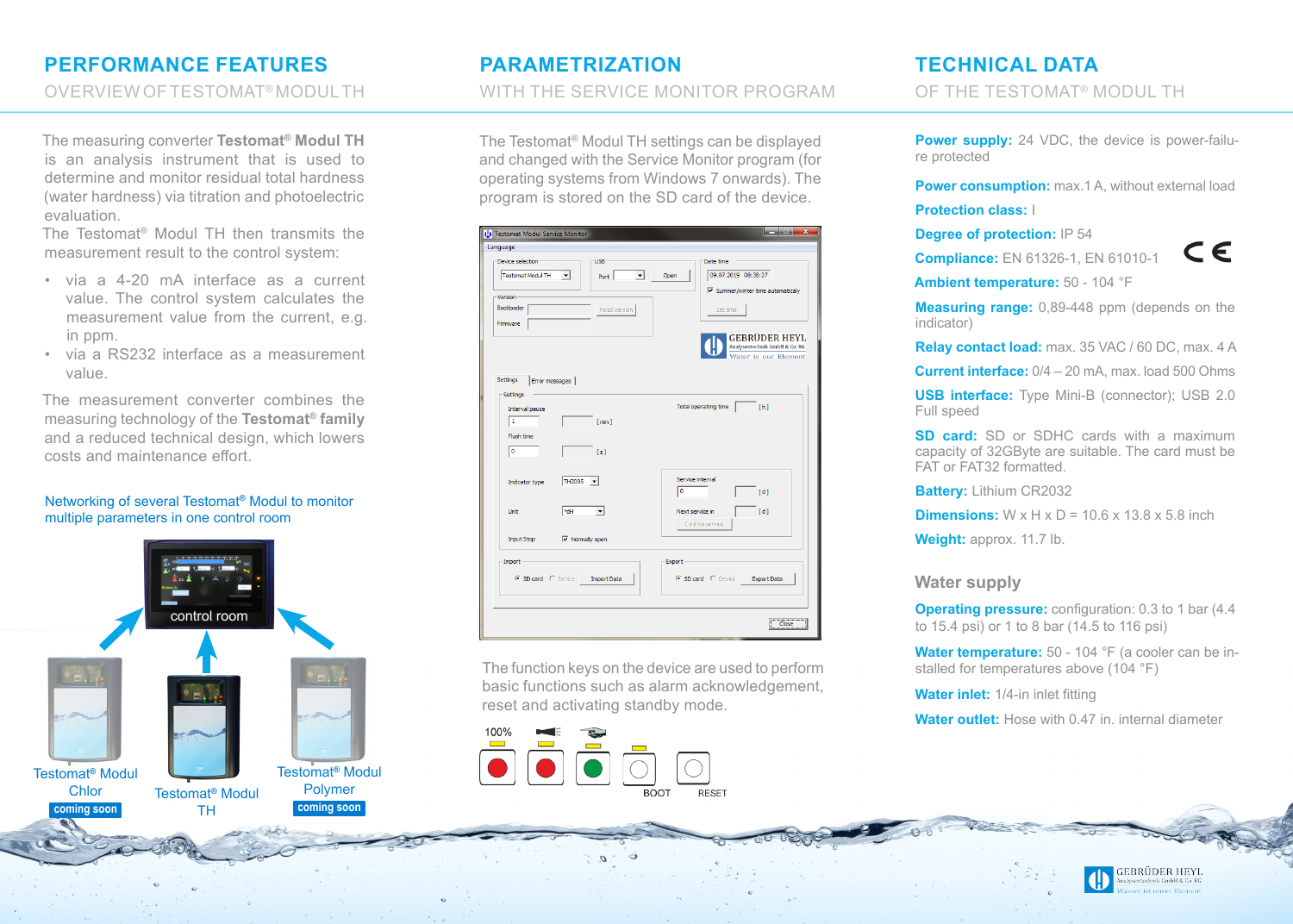# PERFORMANCE FEATURES

OVERVIEW OF TESTOMAT® MODUL TH

The measuring converter **Testomat® Modul TH** is an analysis instrument that is used to determine and monitor residual total hardness (water hardness) via titration and photoelectric evaluation.
The Testomat® Modul TH then transmits the measurement result to the control system:

- via a 4-20 mA interface as a current value. The control system calculates the measurement value from the current, e.g. in ppm.
- via a RS232 interface as a measurement value.

The measurement converter combines the measuring technology of the **Testomat® family** and a reduced technical design, which lowers costs and maintenance effort.

Networking of several Testomat® Modul to monitor multiple parameters in one control room

control room

Testomat® Modul Chlor
coming soon

Testomat® Modul TH

Testomat® Modul Polymer
coming soon

# PARAMETRIZATION

WITH THE SERVICE MONITOR PROGRAM

The Testomat® Modul TH settings can be displayed and changed with the Service Monitor program (for operating systems from Windows 7 onwards). The program is stored on the SD card of the device.

The function keys on the device are used to perform basic functions such as alarm acknowledgement, reset and activating standby mode.

100%

BOOT RESET

# TECHNICAL DATA

OF THE TESTOMAT® MODUL TH

**Power supply:** 24 VDC, the device is power-failure protected

**Power consumption:** max.1 A, without external load

**Protection class:** I

**Degree of protection:** IP 54

**Compliance:** EN 61326-1, EN 61010-1

**Ambient temperature:** 50 - 104 °F

**Measuring range:** 0,89-448 ppm (depends on the indicator)

**Relay contact load:** max. 35 VAC / 60 DC, max. 4 A

**Current interface:** 0/4 – 20 mA, max. load 500 Ohms

**USB interface:** Type Mini-B (connector); USB 2.0 Full speed

**SD card:** SD or SDHC cards with a maximum capacity of 32GByte are suitable. The card must be FAT or FAT32 formatted.

**Battery:** Lithium CR2032

**Dimensions:** W x H x D = 10.6 x 13.8 x 5.8 inch

**Weight:** approx. 11.7 lb.

## Water supply

**Operating pressure:** configuration: 0.3 to 1 bar (4.4 to 15.4 psi) or 1 to 8 bar (14.5 to 116 psi)

**Water temperature:** 50 - 104 °F (a cooler can be installed for temperatures above (104 °F)

**Water inlet:** 1/4-in inlet fitting

**Water outlet:** Hose with 0.47 in. internal diameter